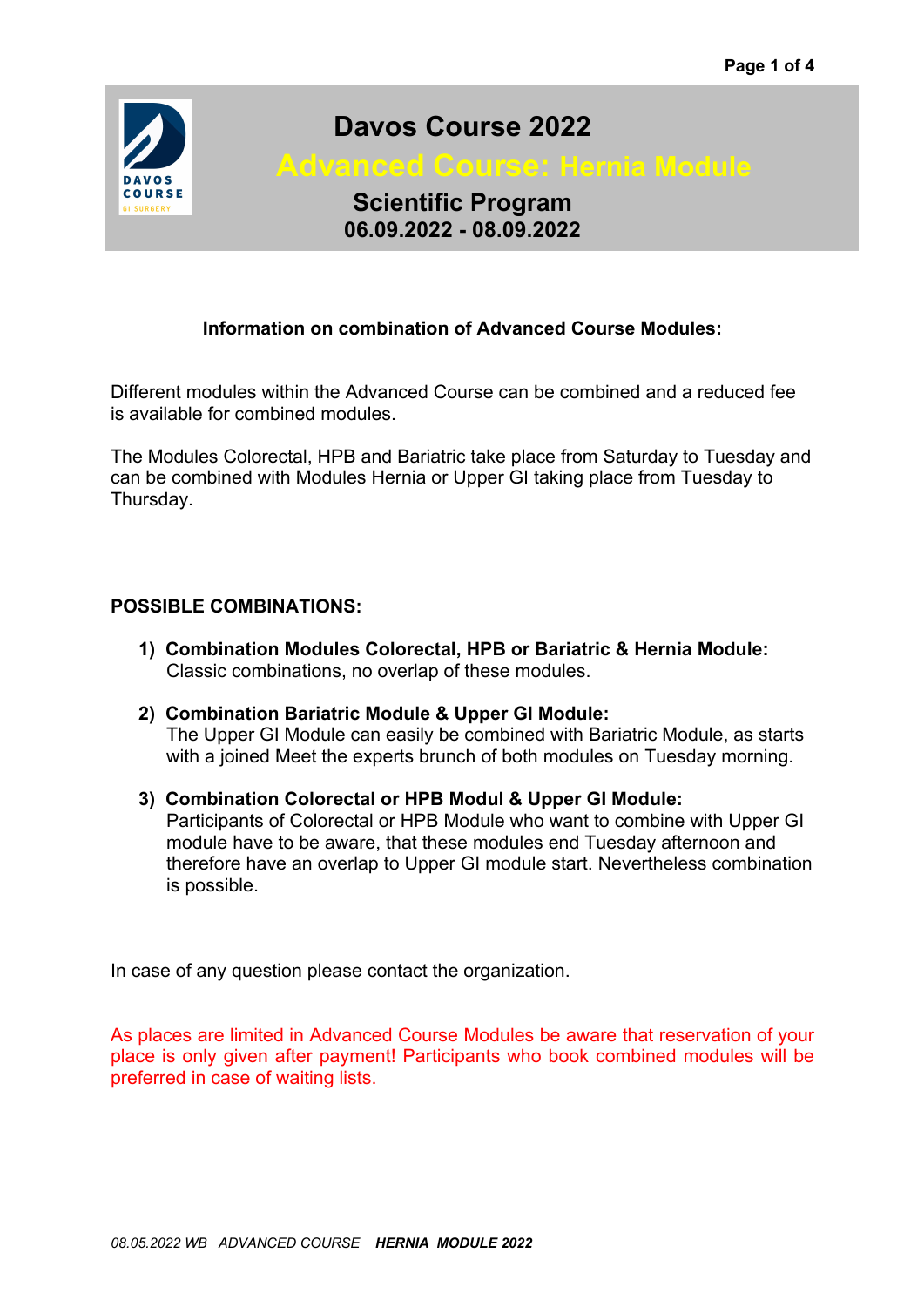# Davos Course 2022

## Advanced Course: Hernia Module

## Scientific Program

**06.09.2022 - 08.09.2022**

**Information on combination of Advanced Course Modules:**

Different modules within the Advanced Course can be combined and a reduced fee is available for combined modules.

The Modules Colorectal, HPB and Bariatric take place from Saturday to Tuesday and can be combined with Modules Hernia or Upper GI taking place from Tuesday to Thursday.

**POSSIBLE COMBINATIONS:**

1) **Combination Modules Colorectal, HPB or Bariatric & Hernia Module:**
   Classic combinations, no overlap of these modules.

2) **Combination Bariatric Module & Upper GI Module:**
   The Upper GI Module can easily be combined with Bariatric Module, as starts with a joined Meet the experts brunch of both modules on Tuesday morning.

3) **Combination Colorectal or HPB Modul & Upper GI Module:**
   Participants of Colorectal or HPB Module who want to combine with Upper GI module have to be aware, that these modules end Tuesday afternoon and therefore have an overlap to Upper GI module start. Nevertheless combination is possible.

In case of any question please contact the organization.

As places are limited in Advanced Course Modules be aware that reservation of your place is only given after payment! Participants who book combined modules will be preferred in case of waiting lists.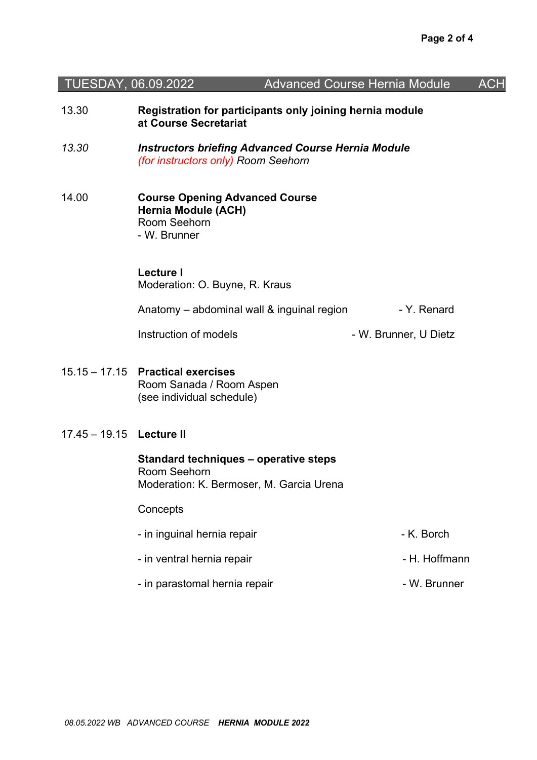## TUESDAY, 06.09.2022 Advanced Course Hernia Module ACH

13.30 **Registration for participants only joining hernia module at Course Secretariat**

*13.30* ***Instructors briefing Advanced Course Hernia Module***
*(for instructors only) Room Seehorn*

14.00 **Course Opening Advanced Course Hernia Module (ACH)**
Room Seehorn
- W. Brunner

**Lecture I**
Moderation: O. Buyne, R. Kraus

Anatomy – abdominal wall & inguinal region - Y. Renard

Instruction of models - W. Brunner, U Dietz

15.15 – 17.15 **Practical exercises**
Room Sanada / Room Aspen
(see individual schedule)

17.45 – 19.15 **Lecture II**

**Standard techniques – operative steps**
Room Seehorn
Moderation: K. Bermoser, M. Garcia Urena

Concepts

- in inguinal hernia repair - K. Borch
- in ventral hernia repair - H. Hoffmann
- in parastomal hernia repair - W. Brunner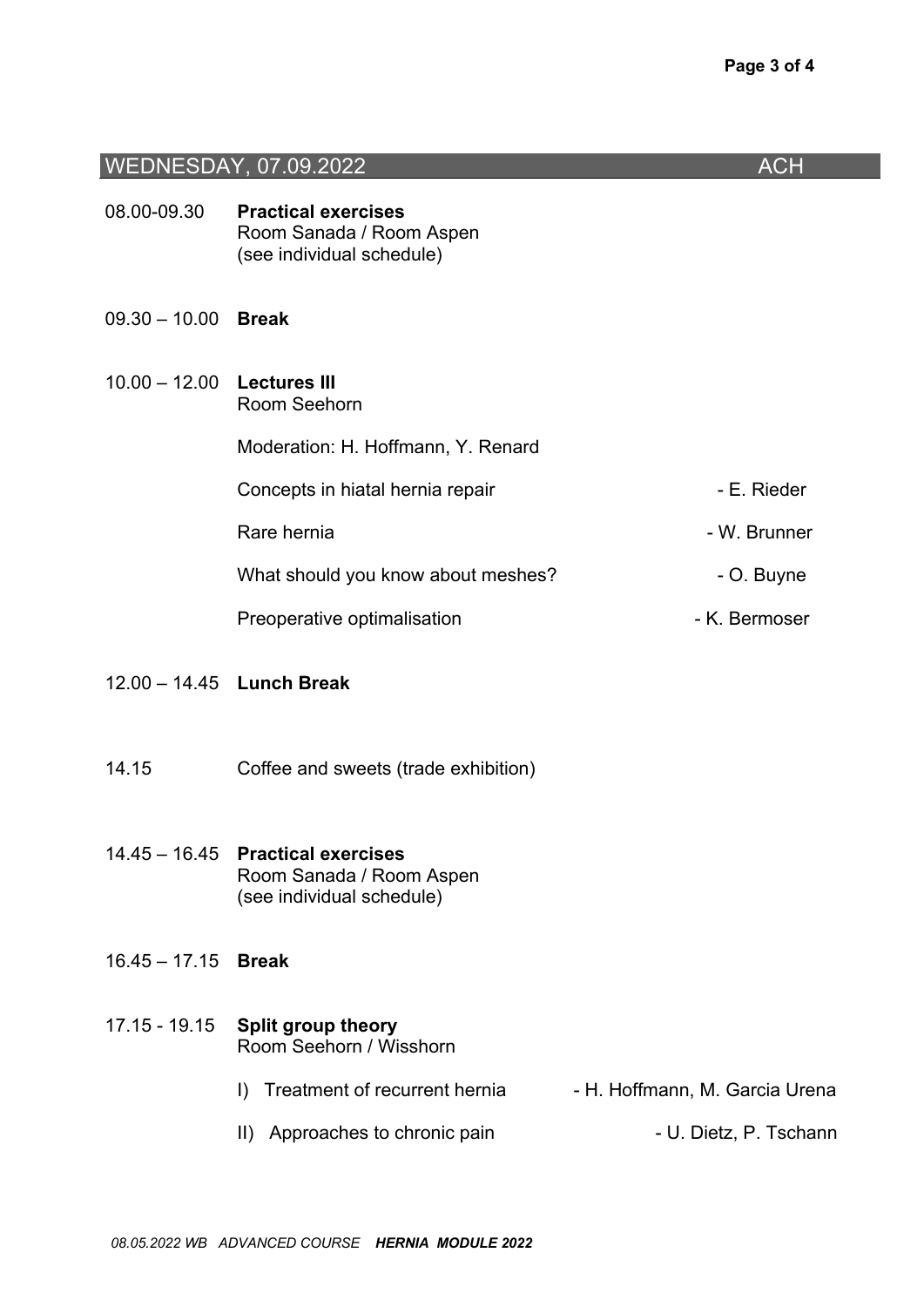## WEDNESDAY, 07.09.2022 ACH

08.00-09.30 **Practical exercises**
Room Sanada / Room Aspen
(see individual schedule)

09.30 – 10.00 **Break**

10.00 – 12.00 **Lectures III**
Room Seehorn

Moderation: H. Hoffmann, Y. Renard

| | |
|---|---|
| Concepts in hiatal hernia repair | - E. Rieder |
| Rare hernia | - W. Brunner |
| What should you know about meshes? | - O. Buyne |
| Preoperative optimalisation | - K. Bermoser |

12.00 – 14.45 **Lunch Break**

14.15 Coffee and sweets (trade exhibition)

14.45 – 16.45 **Practical exercises**
Room Sanada / Room Aspen
(see individual schedule)

16.45 – 17.15 **Break**

17.15 - 19.15 **Split group theory**
Room Seehorn / Wisshorn

| | |
|---|---|
| I) Treatment of recurrent hernia | - H. Hoffmann, M. Garcia Urena |
| II) Approaches to chronic pain | - U. Dietz, P. Tschann |

*08.05.2022 WB ADVANCED COURSE* ***HERNIA MODULE 2022***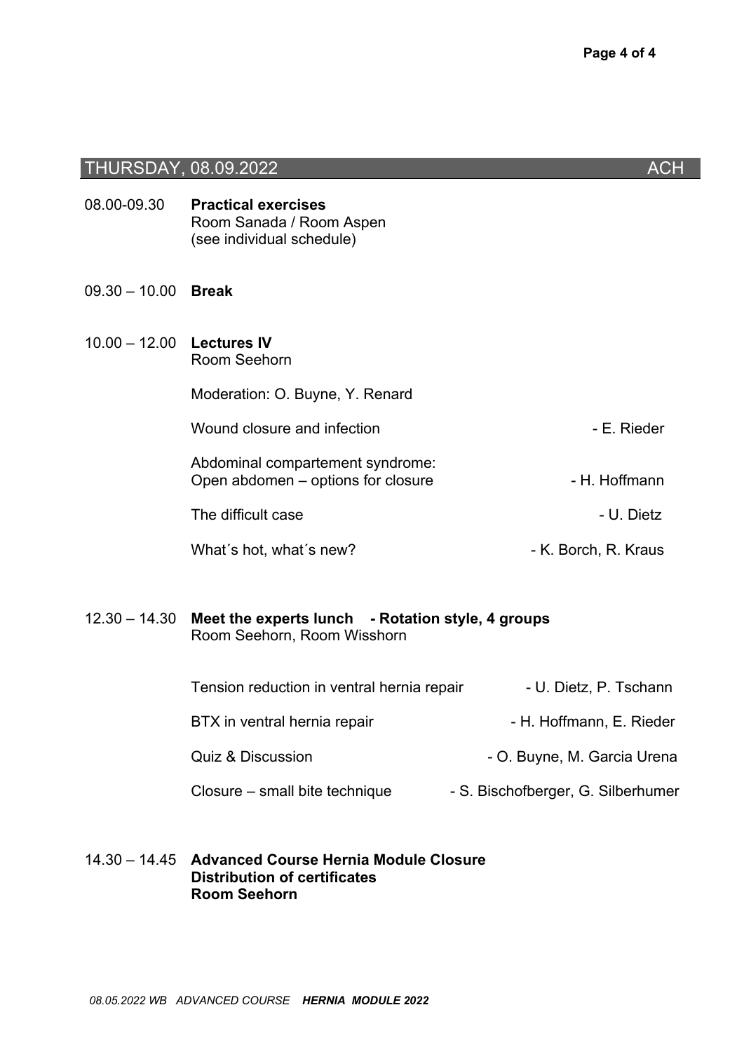## THURSDAY, 08.09.2022 ACH

08.00-09.30 **Practical exercises**
Room Sanada / Room Aspen
(see individual schedule)

09.30 – 10.00 **Break**

10.00 – 12.00 **Lectures IV**
Room Seehorn

Moderation: O. Buyne, Y. Renard

| | |
|---|---|
| Wound closure and infection | - E. Rieder |
| Abdominal compartement syndrome: Open abdomen – options for closure | - H. Hoffmann |
| The difficult case | - U. Dietz |
| What´s hot, what´s new? | - K. Borch, R. Kraus |

12.30 – 14.30 **Meet the experts lunch - Rotation style, 4 groups**
Room Seehorn, Room Wisshorn

| | |
|---|---|
| Tension reduction in ventral hernia repair | - U. Dietz, P. Tschann |
| BTX in ventral hernia repair | - H. Hoffmann, E. Rieder |
| Quiz & Discussion | - O. Buyne, M. Garcia Urena |
| Closure – small bite technique | - S. Bischofberger, G. Silberhumer |

14.30 – 14.45 **Advanced Course Hernia Module Closure**
**Distribution of certificates**
**Room Seehorn**

*08.05.2022 WB ADVANCED COURSE* ***HERNIA MODULE 2022***